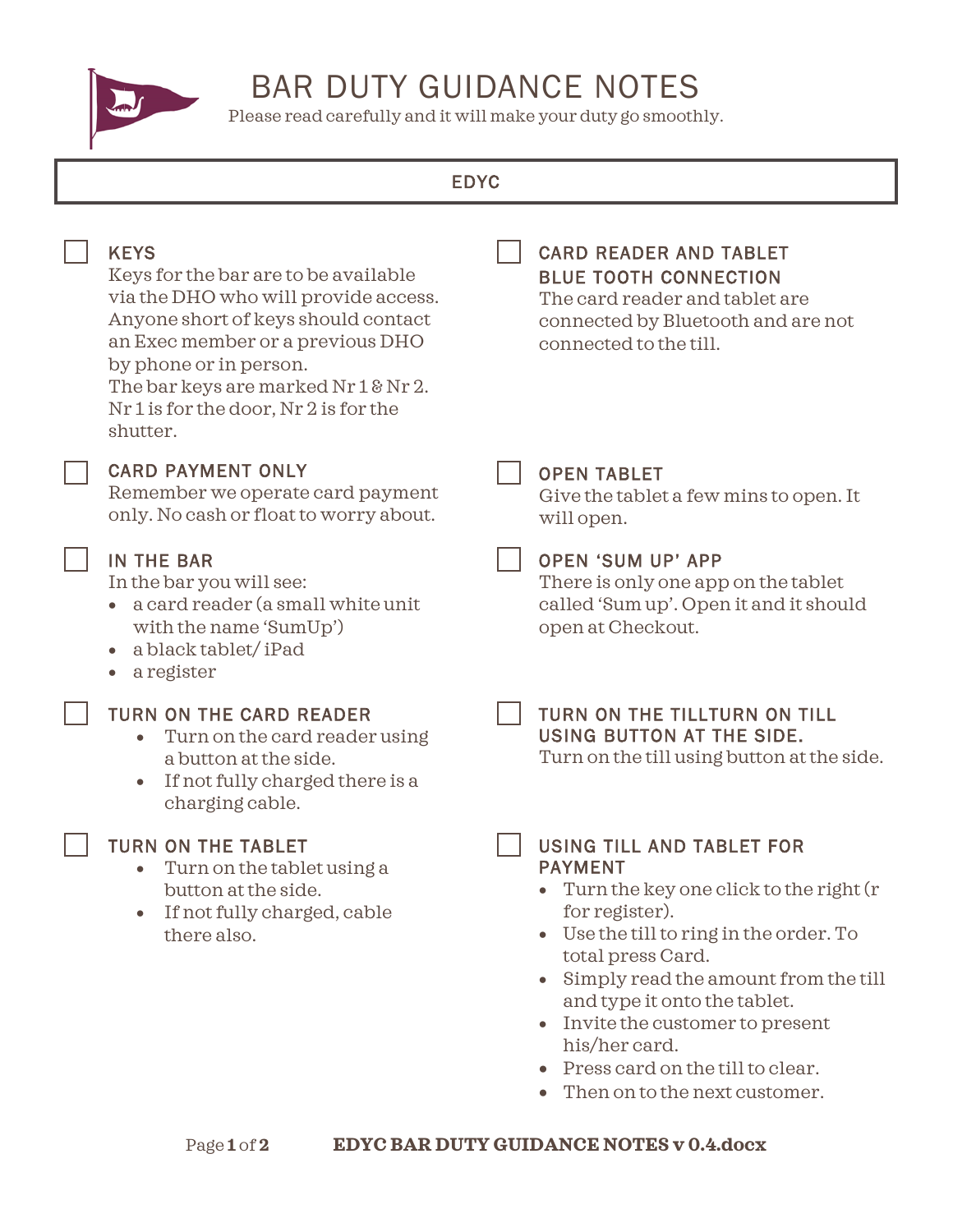# BAR DUTY GUIDANCE NOTES

Please read carefully and it will make your duty go smoothly.

**EDYC**

- [ ] **KEYS**
  Keys for the bar are to be available via the DHO who will provide access. Anyone short of keys should contact an Exec member or a previous DHO by phone or in person.
  The bar keys are marked Nr 1 & Nr 2. Nr 1 is for the door, Nr 2 is for the shutter.

- [ ] **CARD PAYMENT ONLY**
  Remember we operate card payment only. No cash or float to worry about.

- [ ] **IN THE BAR**
  In the bar you will see:
  - a card reader (a small white unit with the name 'SumUp')
  - a black tablet/ iPad
  - a register

- [ ] **TURN ON THE CARD READER**
  - Turn on the card reader using a button at the side.
  - If not fully charged there is a charging cable.

- [ ] **TURN ON THE TABLET**
  - Turn on the tablet using a button at the side.
  - If not fully charged, cable there also.

- [ ] **CARD READER AND TABLET BLUE TOOTH CONNECTION**
  The card reader and tablet are connected by Bluetooth and are not connected to the till.

- [ ] **OPEN TABLET**
  Give the tablet a few mins to open. It will open.

- [ ] **OPEN 'SUM UP' APP**
  There is only one app on the tablet called 'Sum up'. Open it and it should open at Checkout.

- [ ] **TURN ON THE TILLTURN ON TILL USING BUTTON AT THE SIDE.**
  Turn on the till using button at the side.

- [ ] **USING TILL AND TABLET FOR PAYMENT**
  - Turn the key one click to the right (r for register).
  - Use the till to ring in the order. To total press Card.
  - Simply read the amount from the till and type it onto the tablet.
  - Invite the customer to present his/her card.
  - Press card on the till to clear.
  - Then on to the next customer.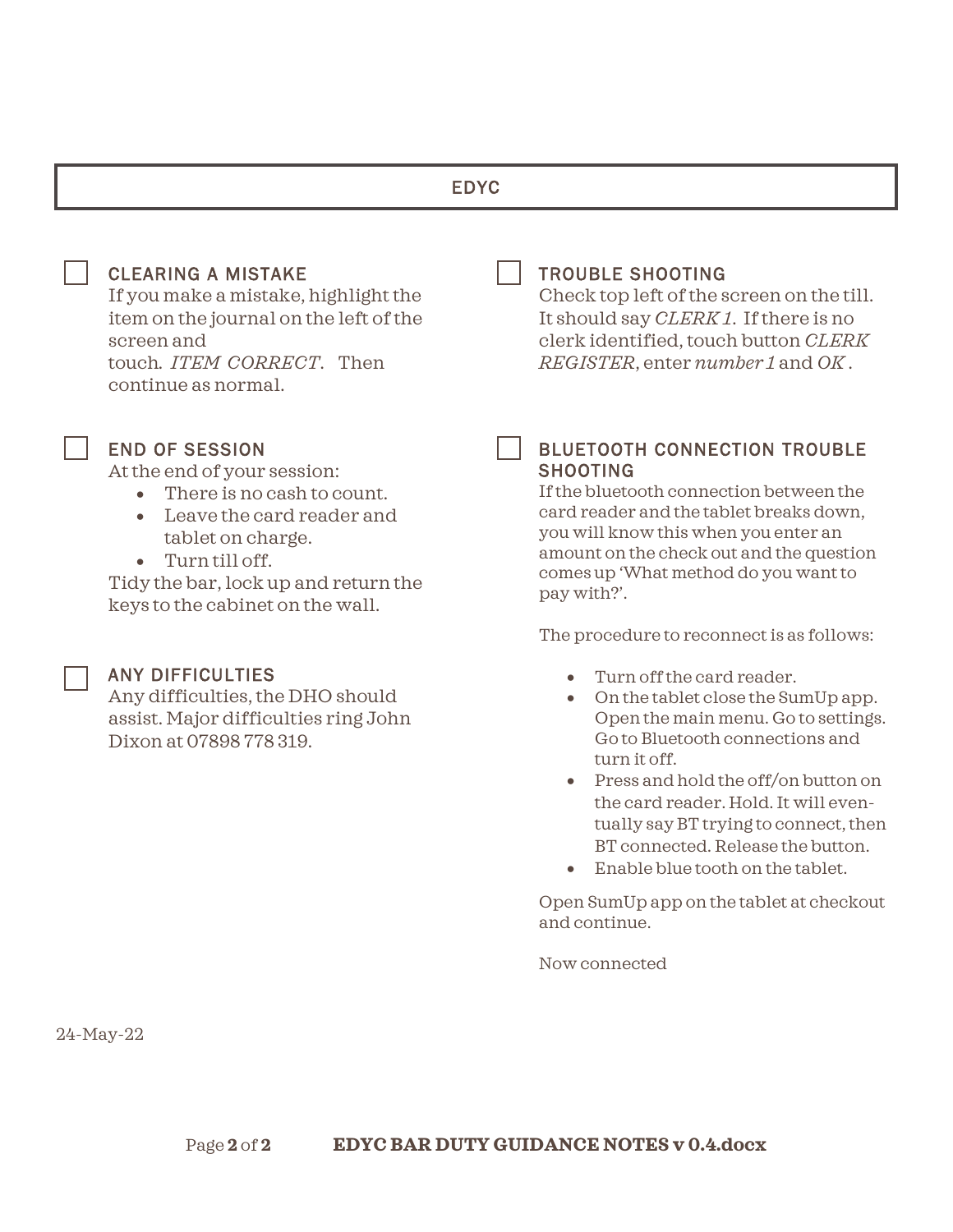EDYC

## CLEARING A MISTAKE

If you make a mistake, highlight the item on the journal on the left of the screen and touch. *ITEM CORRECT*. Then continue as normal.

## END OF SESSION

At the end of your session:

- There is no cash to count.
- Leave the card reader and tablet on charge.
- Turn till off.

Tidy the bar, lock up and return the keys to the cabinet on the wall.

## ANY DIFFICULTIES

Any difficulties, the DHO should assist. Major difficulties ring John Dixon at 07898 778 319.

## TROUBLE SHOOTING

Check top left of the screen on the till. It should say *CLERK 1*. If there is no clerk identified, touch button *CLERK REGISTER*, enter *number 1* and *OK* .

## BLUETOOTH CONNECTION TROUBLE SHOOTING

If the bluetooth connection between the card reader and the tablet breaks down, you will know this when you enter an amount on the check out and the question comes up 'What method do you want to pay with?'.

The procedure to reconnect is as follows:

- Turn off the card reader.
- On the tablet close the SumUp app. Open the main menu. Go to settings. Go to Bluetooth connections and turn it off.
- Press and hold the off/on button on the card reader. Hold. It will eventually say BT trying to connect, then BT connected. Release the button.
- Enable blue tooth on the tablet.

Open SumUp app on the tablet at checkout and continue.

Now connected

24-May-22